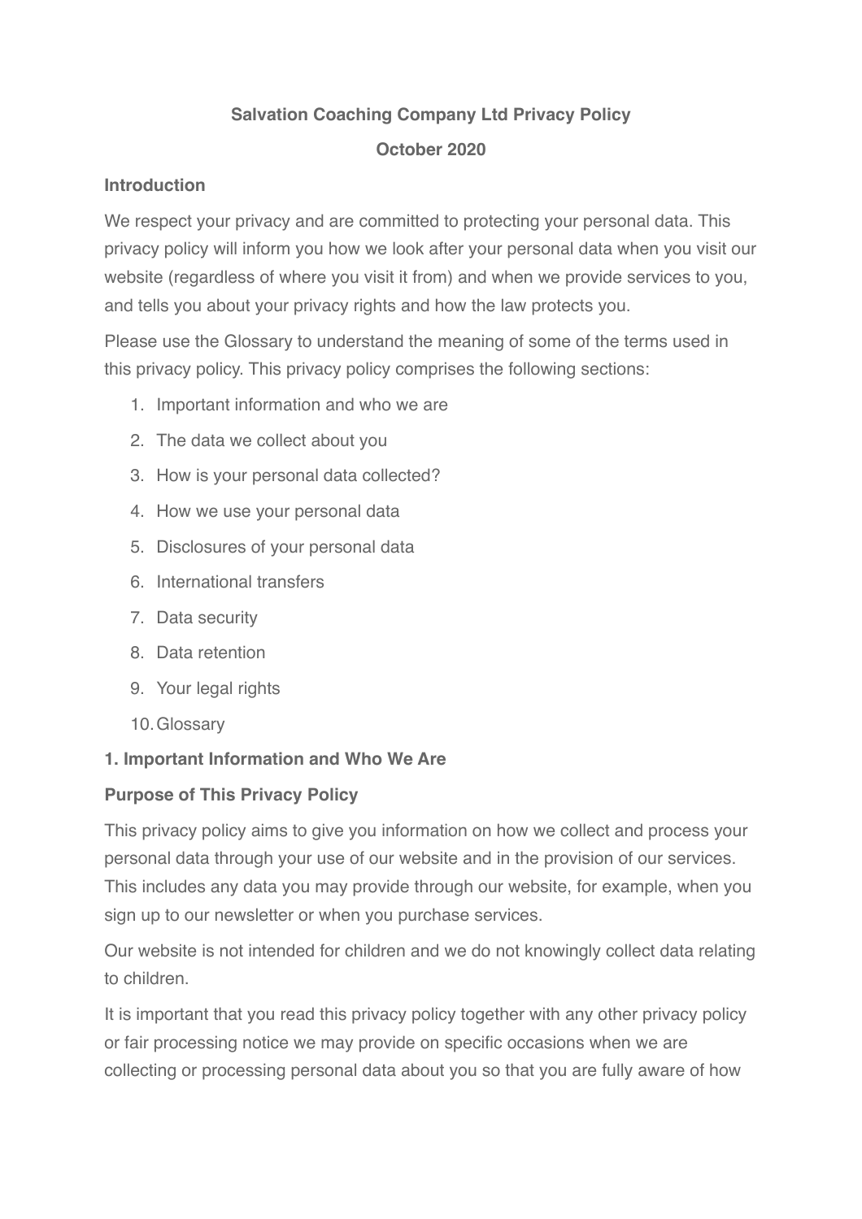# Salvation Coaching Company Ltd Privacy Policy

**October 2020**

## Introduction

We respect your privacy and are committed to protecting your personal data. This privacy policy will inform you how we look after your personal data when you visit our website (regardless of where you visit it from) and when we provide services to you, and tells you about your privacy rights and how the law protects you.

Please use the Glossary to understand the meaning of some of the terms used in this privacy policy. This privacy policy comprises the following sections:

1. Important information and who we are
2. The data we collect about you
3. How is your personal data collected?
4. How we use your personal data
5. Disclosures of your personal data
6. International transfers
7. Data security
8. Data retention
9. Your legal rights
10. Glossary

## 1. Important Information and Who We Are

### Purpose of This Privacy Policy

This privacy policy aims to give you information on how we collect and process your personal data through your use of our website and in the provision of our services. This includes any data you may provide through our website, for example, when you sign up to our newsletter or when you purchase services.

Our website is not intended for children and we do not knowingly collect data relating to children.

It is important that you read this privacy policy together with any other privacy policy or fair processing notice we may provide on specific occasions when we are collecting or processing personal data about you so that you are fully aware of how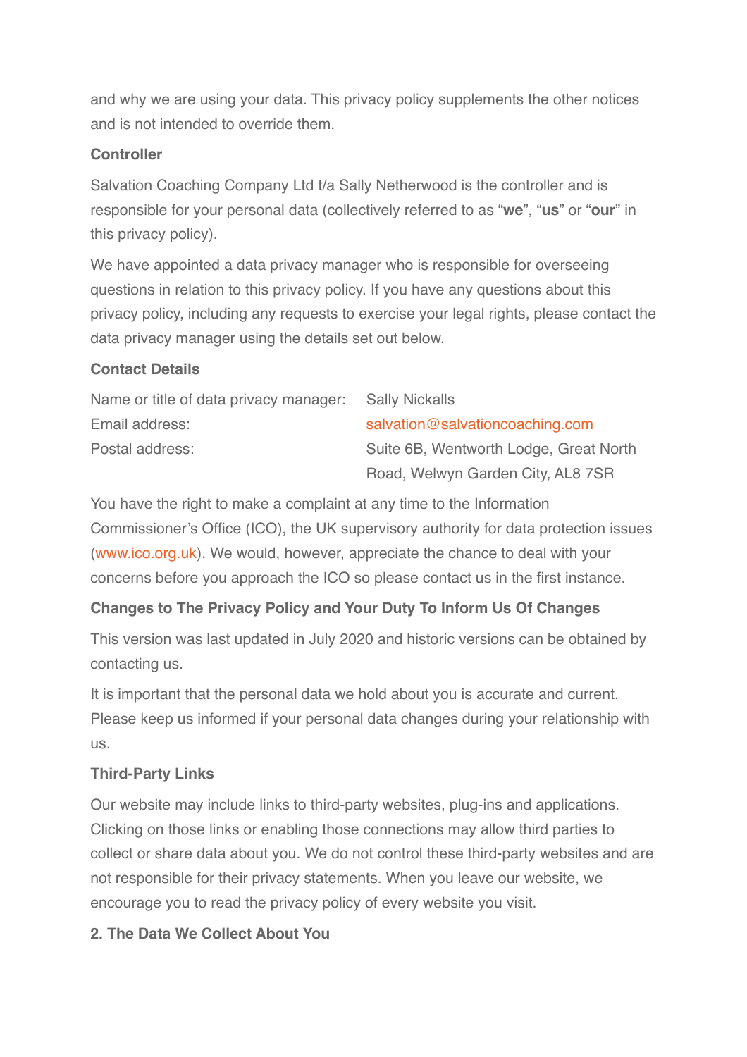and why we are using your data. This privacy policy supplements the other notices and is not intended to override them.

**Controller**

Salvation Coaching Company Ltd t/a Sally Netherwood is the controller and is responsible for your personal data (collectively referred to as "**we**", "**us**" or "**our**" in this privacy policy).

We have appointed a data privacy manager who is responsible for overseeing questions in relation to this privacy policy. If you have any questions about this privacy policy, including any requests to exercise your legal rights, please contact the data privacy manager using the details set out below.

**Contact Details**

| | |
|---|---|
| Name or title of data privacy manager: | Sally Nickalls |
| Email address: | salvation@salvationcoaching.com |
| Postal address: | Suite 6B, Wentworth Lodge, Great North Road, Welwyn Garden City, AL8 7SR |

You have the right to make a complaint at any time to the Information Commissioner's Office (ICO), the UK supervisory authority for data protection issues (www.ico.org.uk). We would, however, appreciate the chance to deal with your concerns before you approach the ICO so please contact us in the first instance.

**Changes to The Privacy Policy and Your Duty To Inform Us Of Changes**

This version was last updated in July 2020 and historic versions can be obtained by contacting us.

It is important that the personal data we hold about you is accurate and current. Please keep us informed if your personal data changes during your relationship with us.

**Third-Party Links**

Our website may include links to third-party websites, plug-ins and applications. Clicking on those links or enabling those connections may allow third parties to collect or share data about you. We do not control these third-party websites and are not responsible for their privacy statements. When you leave our website, we encourage you to read the privacy policy of every website you visit.

**2. The Data We Collect About You**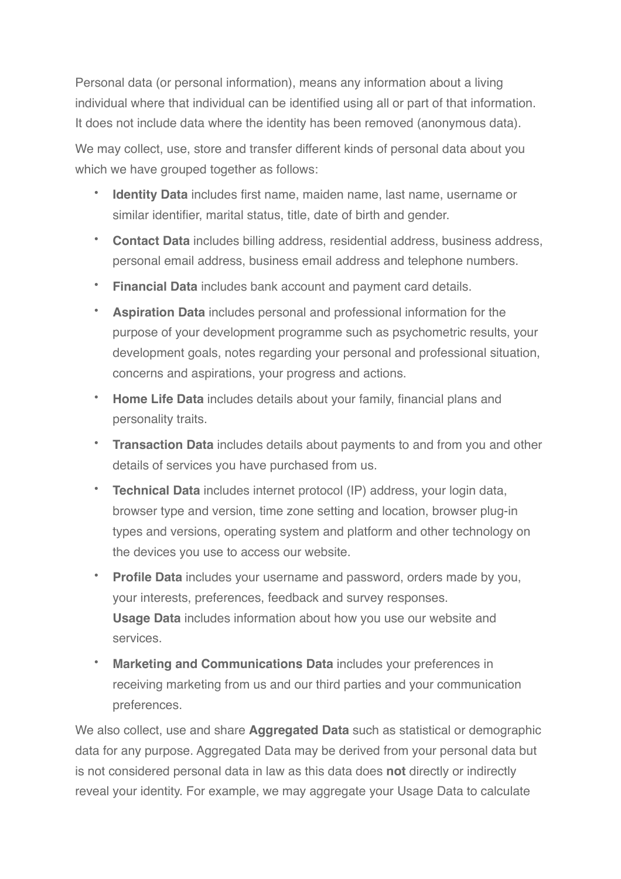Personal data (or personal information), means any information about a living individual where that individual can be identified using all or part of that information. It does not include data where the identity has been removed (anonymous data).

We may collect, use, store and transfer different kinds of personal data about you which we have grouped together as follows:

- **Identity Data** includes first name, maiden name, last name, username or similar identifier, marital status, title, date of birth and gender.
- **Contact Data** includes billing address, residential address, business address, personal email address, business email address and telephone numbers.
- **Financial Data** includes bank account and payment card details.
- **Aspiration Data** includes personal and professional information for the purpose of your development programme such as psychometric results, your development goals, notes regarding your personal and professional situation, concerns and aspirations, your progress and actions.
- **Home Life Data** includes details about your family, financial plans and personality traits.
- **Transaction Data** includes details about payments to and from you and other details of services you have purchased from us.
- **Technical Data** includes internet protocol (IP) address, your login data, browser type and version, time zone setting and location, browser plug-in types and versions, operating system and platform and other technology on the devices you use to access our website.
- **Profile Data** includes your username and password, orders made by you, your interests, preferences, feedback and survey responses.
  **Usage Data** includes information about how you use our website and services.
- **Marketing and Communications Data** includes your preferences in receiving marketing from us and our third parties and your communication preferences.

We also collect, use and share **Aggregated Data** such as statistical or demographic data for any purpose. Aggregated Data may be derived from your personal data but is not considered personal data in law as this data does **not** directly or indirectly reveal your identity. For example, we may aggregate your Usage Data to calculate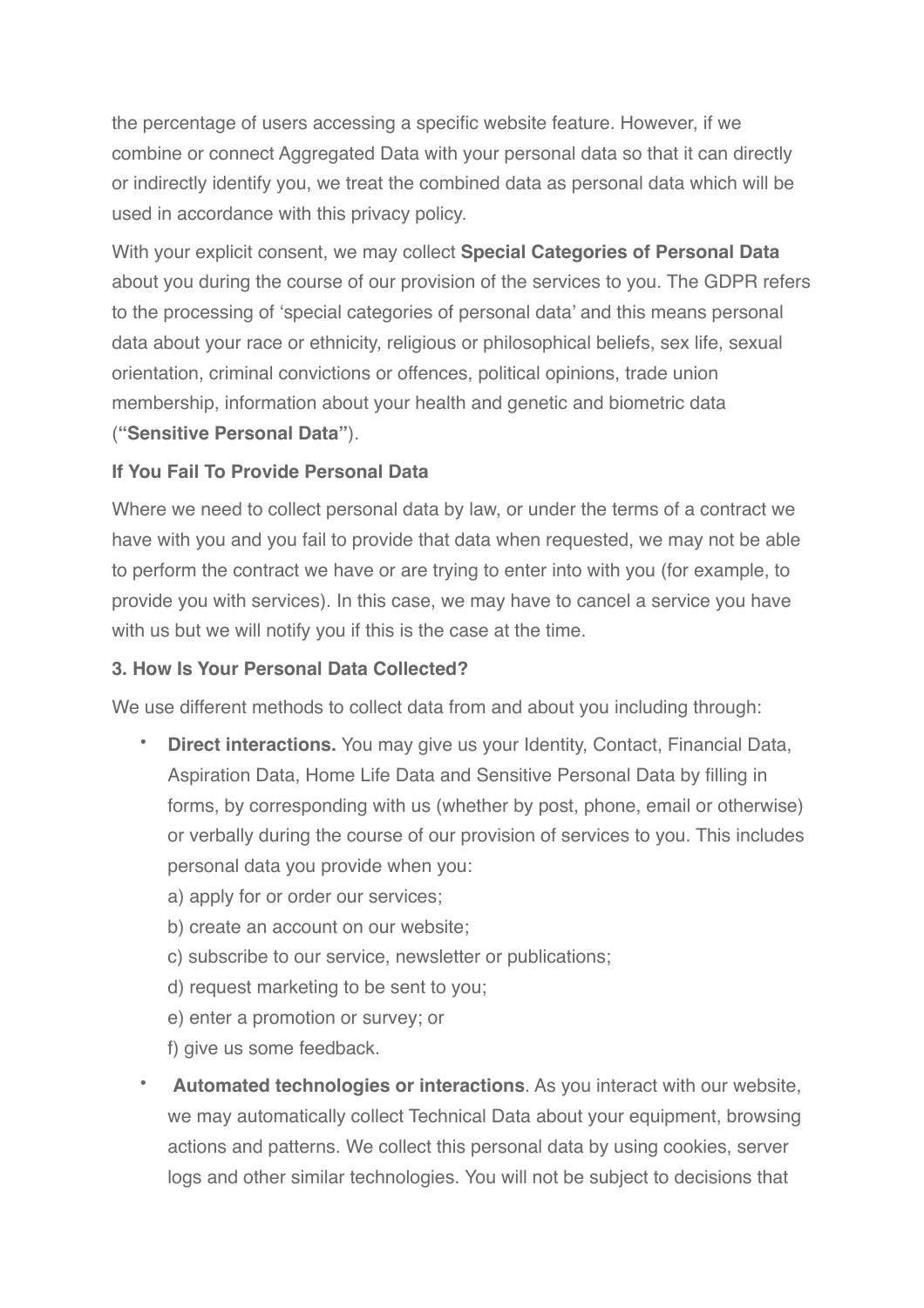the percentage of users accessing a specific website feature. However, if we combine or connect Aggregated Data with your personal data so that it can directly or indirectly identify you, we treat the combined data as personal data which will be used in accordance with this privacy policy.

With your explicit consent, we may collect **Special Categories of Personal Data** about you during the course of our provision of the services to you. The GDPR refers to the processing of 'special categories of personal data' and this means personal data about your race or ethnicity, religious or philosophical beliefs, sex life, sexual orientation, criminal convictions or offences, political opinions, trade union membership, information about your health and genetic and biometric data ("**Sensitive Personal Data**").

**If You Fail To Provide Personal Data**

Where we need to collect personal data by law, or under the terms of a contract we have with you and you fail to provide that data when requested, we may not be able to perform the contract we have or are trying to enter into with you (for example, to provide you with services). In this case, we may have to cancel a service you have with us but we will notify you if this is the case at the time.

**3. How Is Your Personal Data Collected?**

We use different methods to collect data from and about you including through:

- **Direct interactions.** You may give us your Identity, Contact, Financial Data, Aspiration Data, Home Life Data and Sensitive Personal Data by filling in forms, by corresponding with us (whether by post, phone, email or otherwise) or verbally during the course of our provision of services to you. This includes personal data you provide when you:
  a) apply for or order our services;
  b) create an account on our website;
  c) subscribe to our service, newsletter or publications;
  d) request marketing to be sent to you;
  e) enter a promotion or survey; or
  f) give us some feedback.
- **Automated technologies or interactions**. As you interact with our website, we may automatically collect Technical Data about your equipment, browsing actions and patterns. We collect this personal data by using cookies, server logs and other similar technologies. You will not be subject to decisions that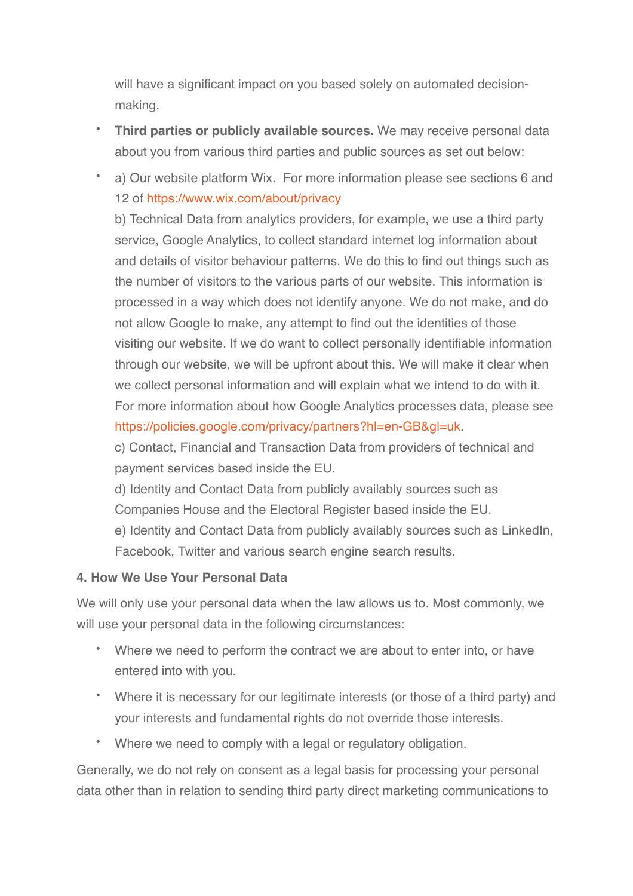will have a significant impact on you based solely on automated decision-making.

- **Third parties or publicly available sources.** We may receive personal data about you from various third parties and public sources as set out below:
- a) Our website platform Wix. For more information please see sections 6 and 12 of https://www.wix.com/about/privacy
  b) Technical Data from analytics providers, for example, we use a third party service, Google Analytics, to collect standard internet log information about and details of visitor behaviour patterns. We do this to find out things such as the number of visitors to the various parts of our website. This information is processed in a way which does not identify anyone. We do not make, and do not allow Google to make, any attempt to find out the identities of those visiting our website. If we do want to collect personally identifiable information through our website, we will be upfront about this. We will make it clear when we collect personal information and will explain what we intend to do with it. For more information about how Google Analytics processes data, please see https://policies.google.com/privacy/partners?hl=en-GB&gl=uk.
  c) Contact, Financial and Transaction Data from providers of technical and payment services based inside the EU.
  d) Identity and Contact Data from publicly availably sources such as Companies House and the Electoral Register based inside the EU.
  e) Identity and Contact Data from publicly availably sources such as LinkedIn, Facebook, Twitter and various search engine search results.

**4. How We Use Your Personal Data**

We will only use your personal data when the law allows us to. Most commonly, we will use your personal data in the following circumstances:

- Where we need to perform the contract we are about to enter into, or have entered into with you.
- Where it is necessary for our legitimate interests (or those of a third party) and your interests and fundamental rights do not override those interests.
- Where we need to comply with a legal or regulatory obligation.

Generally, we do not rely on consent as a legal basis for processing your personal data other than in relation to sending third party direct marketing communications to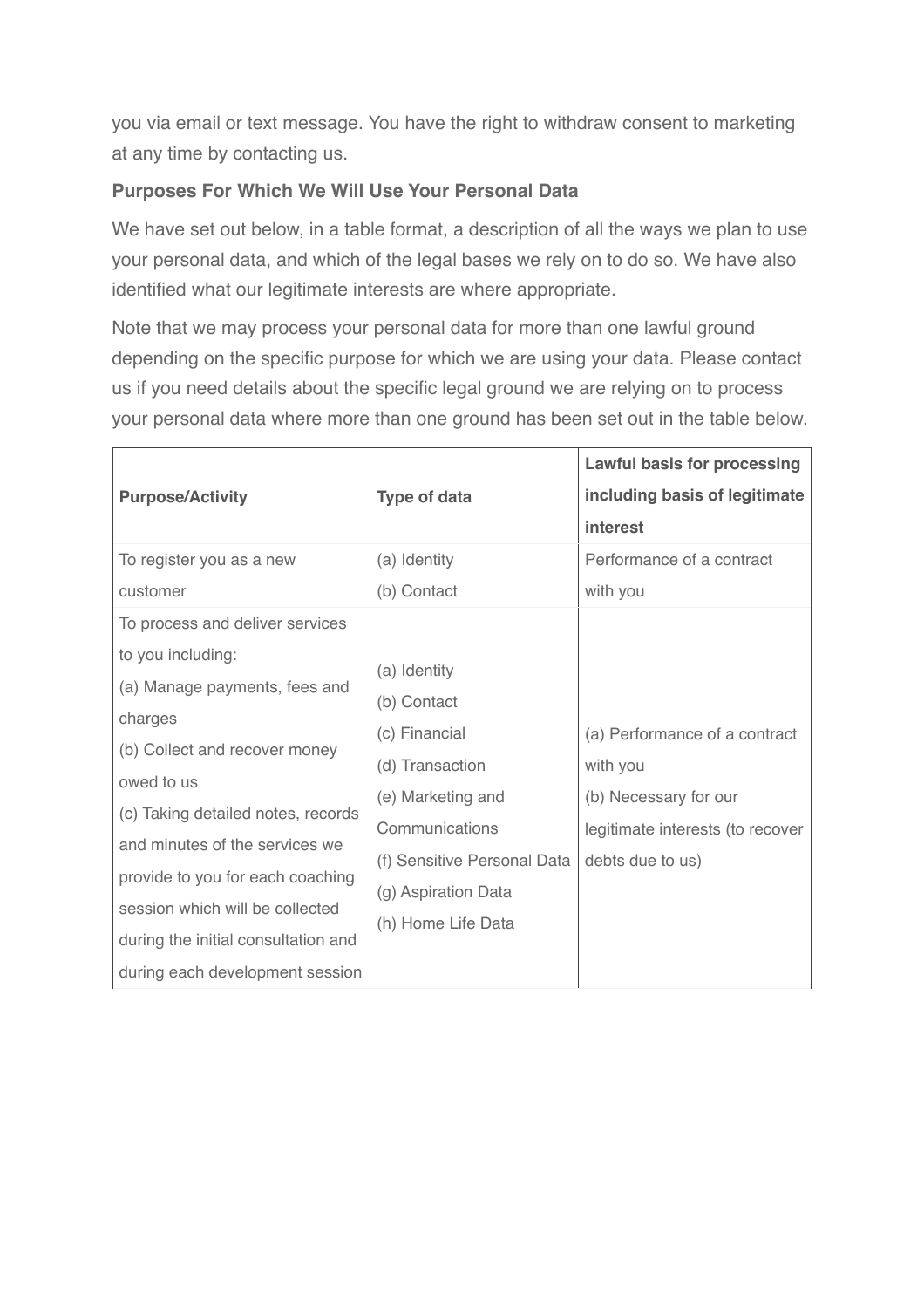you via email or text message. You have the right to withdraw consent to marketing at any time by contacting us.

**Purposes For Which We Will Use Your Personal Data**

We have set out below, in a table format, a description of all the ways we plan to use your personal data, and which of the legal bases we rely on to do so. We have also identified what our legitimate interests are where appropriate.

Note that we may process your personal data for more than one lawful ground depending on the specific purpose for which we are using your data. Please contact us if you need details about the specific legal ground we are relying on to process your personal data where more than one ground has been set out in the table below.

| **Purpose/Activity** | **Type of data** | **Lawful basis for processing including basis of legitimate interest** |
|---|---|---|
| To register you as a new customer | (a) Identity<br>(b) Contact | Performance of a contract with you |
| To process and deliver services to you including:<br>(a) Manage payments, fees and charges<br>(b) Collect and recover money owed to us<br>(c) Taking detailed notes, records and minutes of the services we provide to you for each coaching session which will be collected during the initial consultation and during each development session | (a) Identity<br>(b) Contact<br>(c) Financial<br>(d) Transaction<br>(e) Marketing and Communications<br>(f) Sensitive Personal Data<br>(g) Aspiration Data<br>(h) Home Life Data | (a) Performance of a contract with you<br>(b) Necessary for our legitimate interests (to recover debts due to us) |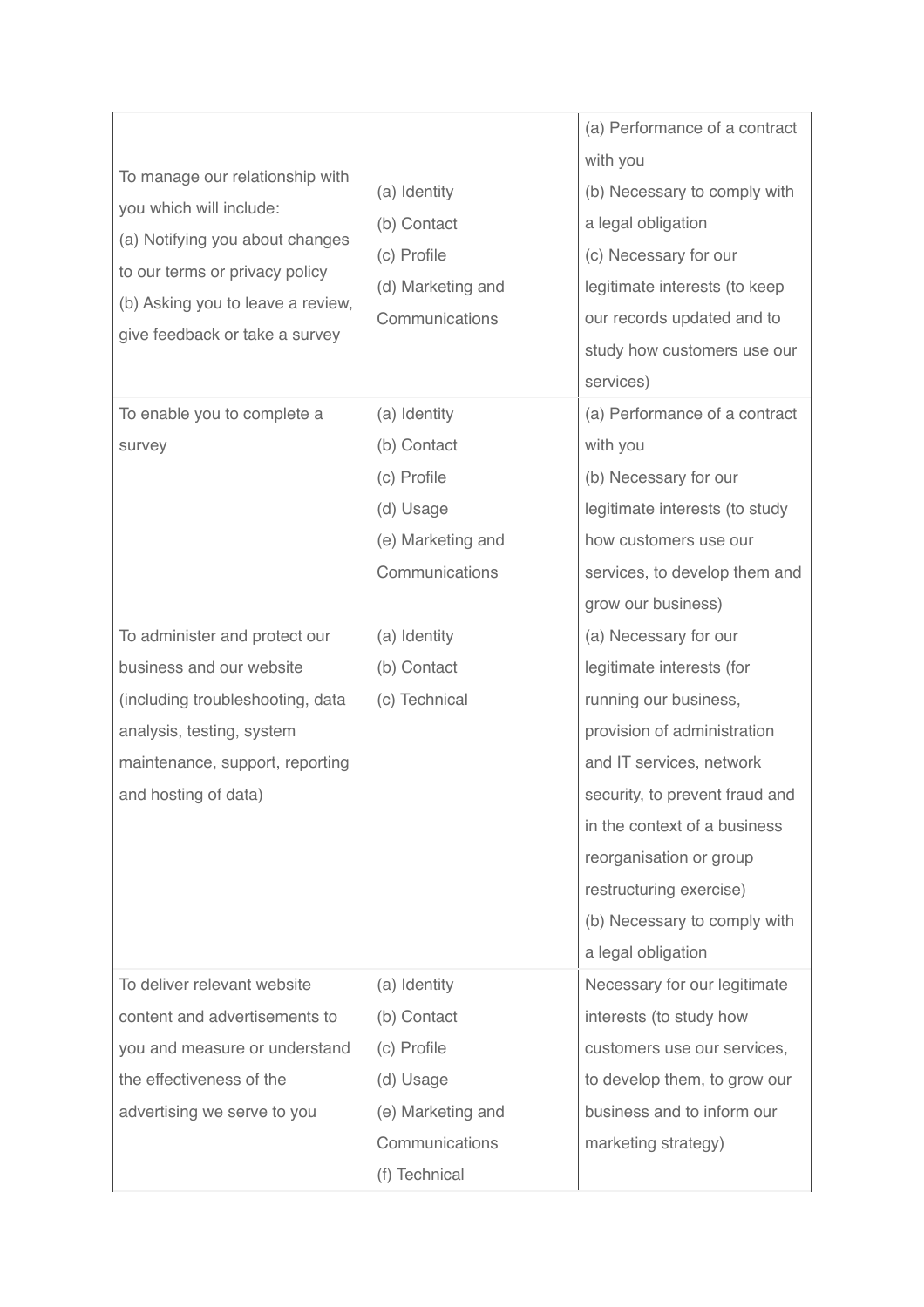| | | |
|---|---|---|
| To manage our relationship with you which will include:<br>(a) Notifying you about changes to our terms or privacy policy<br>(b) Asking you to leave a review, give feedback or take a survey | (a) Identity<br>(b) Contact<br>(c) Profile<br>(d) Marketing and Communications | (a) Performance of a contract with you<br>(b) Necessary to comply with a legal obligation<br>(c) Necessary for our legitimate interests (to keep our records updated and to study how customers use our services) |
| To enable you to complete a survey | (a) Identity<br>(b) Contact<br>(c) Profile<br>(d) Usage<br>(e) Marketing and Communications | (a) Performance of a contract with you<br>(b) Necessary for our legitimate interests (to study how customers use our services, to develop them and grow our business) |
| To administer and protect our business and our website (including troubleshooting, data analysis, testing, system maintenance, support, reporting and hosting of data) | (a) Identity<br>(b) Contact<br>(c) Technical | (a) Necessary for our legitimate interests (for running our business, provision of administration and IT services, network security, to prevent fraud and in the context of a business reorganisation or group restructuring exercise)<br>(b) Necessary to comply with a legal obligation |
| To deliver relevant website content and advertisements to you and measure or understand the effectiveness of the advertising we serve to you | (a) Identity<br>(b) Contact<br>(c) Profile<br>(d) Usage<br>(e) Marketing and Communications<br>(f) Technical | Necessary for our legitimate interests (to study how customers use our services, to develop them, to grow our business and to inform our marketing strategy) |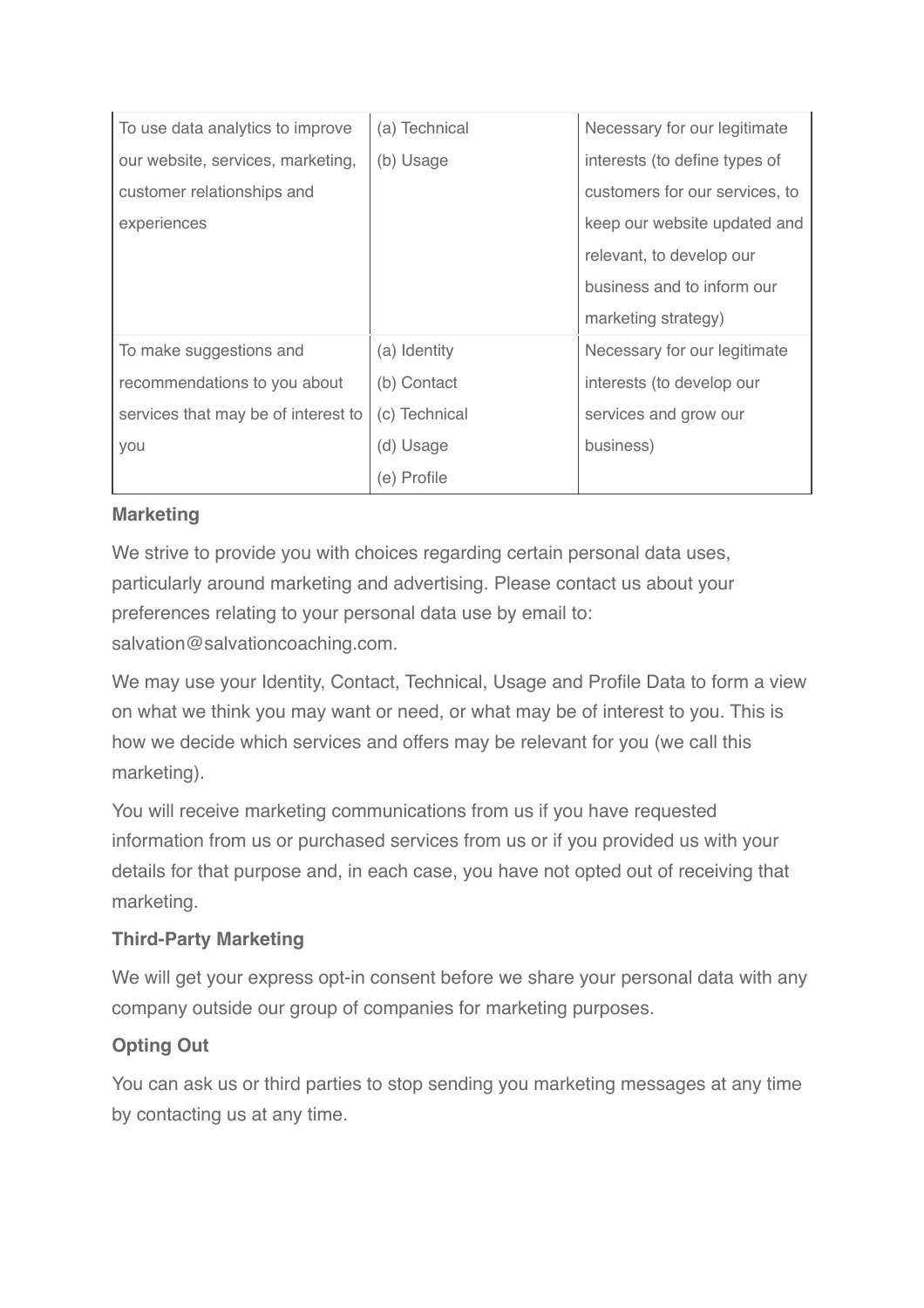| | | |
|---|---|---|
| To use data analytics to improve our website, services, marketing, customer relationships and experiences | (a) Technical<br>(b) Usage | Necessary for our legitimate interests (to define types of customers for our services, to keep our website updated and relevant, to develop our business and to inform our marketing strategy) |
| To make suggestions and recommendations to you about services that may be of interest to you | (a) Identity<br>(b) Contact<br>(c) Technical<br>(d) Usage<br>(e) Profile | Necessary for our legitimate interests (to develop our services and grow our business) |

**Marketing**

We strive to provide you with choices regarding certain personal data uses, particularly around marketing and advertising. Please contact us about your preferences relating to your personal data use by email to: salvation@salvationcoaching.com.

We may use your Identity, Contact, Technical, Usage and Profile Data to form a view on what we think you may want or need, or what may be of interest to you. This is how we decide which services and offers may be relevant for you (we call this marketing).

You will receive marketing communications from us if you have requested information from us or purchased services from us or if you provided us with your details for that purpose and, in each case, you have not opted out of receiving that marketing.

**Third-Party Marketing**

We will get your express opt-in consent before we share your personal data with any company outside our group of companies for marketing purposes.

**Opting Out**

You can ask us or third parties to stop sending you marketing messages at any time by contacting us at any time.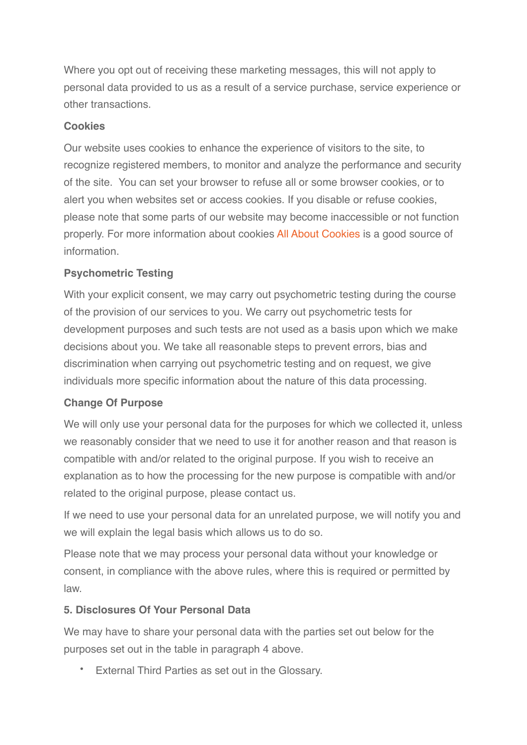Where you opt out of receiving these marketing messages, this will not apply to personal data provided to us as a result of a service purchase, service experience or other transactions.

**Cookies**

Our website uses cookies to enhance the experience of visitors to the site, to recognize registered members, to monitor and analyze the performance and security of the site.  You can set your browser to refuse all or some browser cookies, or to alert you when websites set or access cookies. If you disable or refuse cookies, please note that some parts of our website may become inaccessible or not function properly. For more information about cookies All About Cookies is a good source of information.

**Psychometric Testing**

With your explicit consent, we may carry out psychometric testing during the course of the provision of our services to you. We carry out psychometric tests for development purposes and such tests are not used as a basis upon which we make decisions about you. We take all reasonable steps to prevent errors, bias and discrimination when carrying out psychometric testing and on request, we give individuals more specific information about the nature of this data processing.

**Change Of Purpose**

We will only use your personal data for the purposes for which we collected it, unless we reasonably consider that we need to use it for another reason and that reason is compatible with and/or related to the original purpose. If you wish to receive an explanation as to how the processing for the new purpose is compatible with and/or related to the original purpose, please contact us.

If we need to use your personal data for an unrelated purpose, we will notify you and we will explain the legal basis which allows us to do so.

Please note that we may process your personal data without your knowledge or consent, in compliance with the above rules, where this is required or permitted by law.

**5. Disclosures Of Your Personal Data**

We may have to share your personal data with the parties set out below for the purposes set out in the table in paragraph 4 above.

- External Third Parties as set out in the Glossary.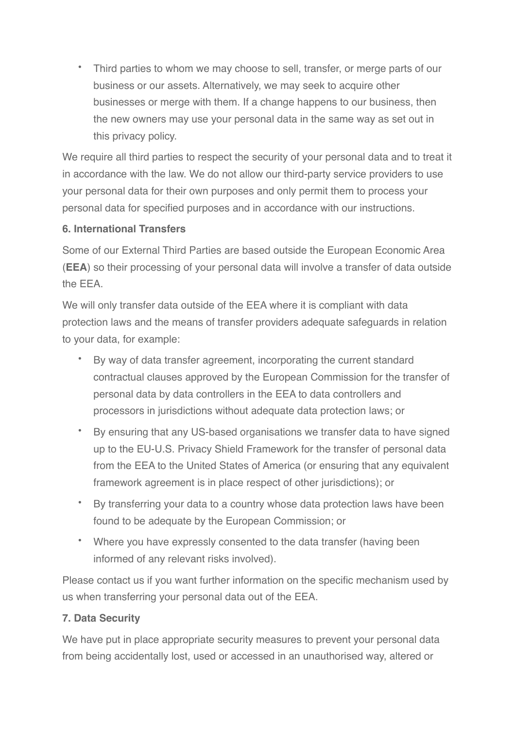- Third parties to whom we may choose to sell, transfer, or merge parts of our business or our assets. Alternatively, we may seek to acquire other businesses or merge with them. If a change happens to our business, then the new owners may use your personal data in the same way as set out in this privacy policy.

We require all third parties to respect the security of your personal data and to treat it in accordance with the law. We do not allow our third-party service providers to use your personal data for their own purposes and only permit them to process your personal data for specified purposes and in accordance with our instructions.

**6. International Transfers**

Some of our External Third Parties are based outside the European Economic Area (**EEA**) so their processing of your personal data will involve a transfer of data outside the EEA.

We will only transfer data outside of the EEA where it is compliant with data protection laws and the means of transfer providers adequate safeguards in relation to your data, for example:

- By way of data transfer agreement, incorporating the current standard contractual clauses approved by the European Commission for the transfer of personal data by data controllers in the EEA to data controllers and processors in jurisdictions without adequate data protection laws; or
- By ensuring that any US-based organisations we transfer data to have signed up to the EU-U.S. Privacy Shield Framework for the transfer of personal data from the EEA to the United States of America (or ensuring that any equivalent framework agreement is in place respect of other jurisdictions); or
- By transferring your data to a country whose data protection laws have been found to be adequate by the European Commission; or
- Where you have expressly consented to the data transfer (having been informed of any relevant risks involved).

Please contact us if you want further information on the specific mechanism used by us when transferring your personal data out of the EEA.

**7. Data Security**

We have put in place appropriate security measures to prevent your personal data from being accidentally lost, used or accessed in an unauthorised way, altered or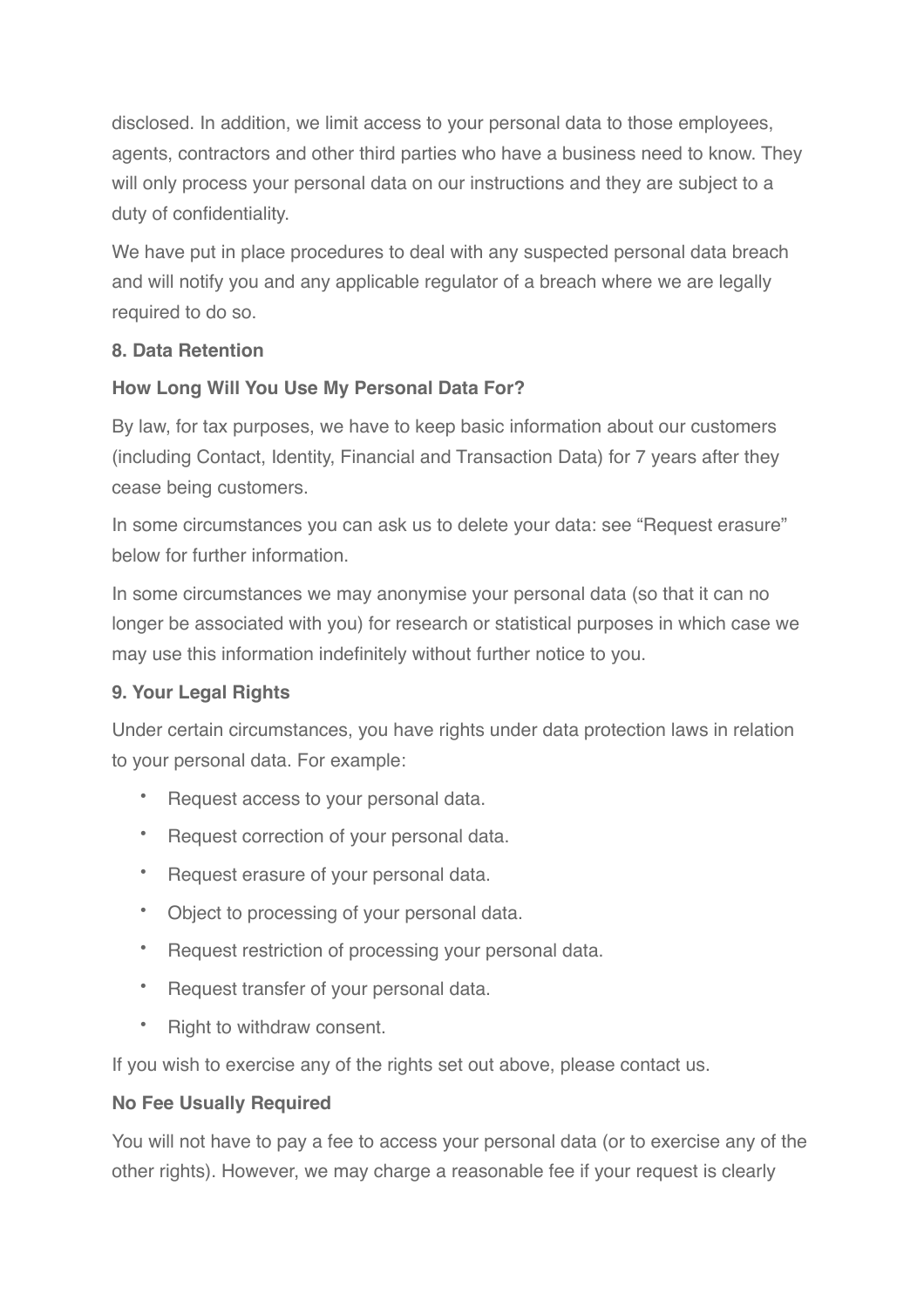disclosed. In addition, we limit access to your personal data to those employees, agents, contractors and other third parties who have a business need to know. They will only process your personal data on our instructions and they are subject to a duty of confidentiality.

We have put in place procedures to deal with any suspected personal data breach and will notify you and any applicable regulator of a breach where we are legally required to do so.

**8. Data Retention**

**How Long Will You Use My Personal Data For?**

By law, for tax purposes, we have to keep basic information about our customers (including Contact, Identity, Financial and Transaction Data) for 7 years after they cease being customers.

In some circumstances you can ask us to delete your data: see "Request erasure" below for further information.

In some circumstances we may anonymise your personal data (so that it can no longer be associated with you) for research or statistical purposes in which case we may use this information indefinitely without further notice to you.

**9. Your Legal Rights**

Under certain circumstances, you have rights under data protection laws in relation to your personal data. For example:

- Request access to your personal data.
- Request correction of your personal data.
- Request erasure of your personal data.
- Object to processing of your personal data.
- Request restriction of processing your personal data.
- Request transfer of your personal data.
- Right to withdraw consent.

If you wish to exercise any of the rights set out above, please contact us.

**No Fee Usually Required**

You will not have to pay a fee to access your personal data (or to exercise any of the other rights). However, we may charge a reasonable fee if your request is clearly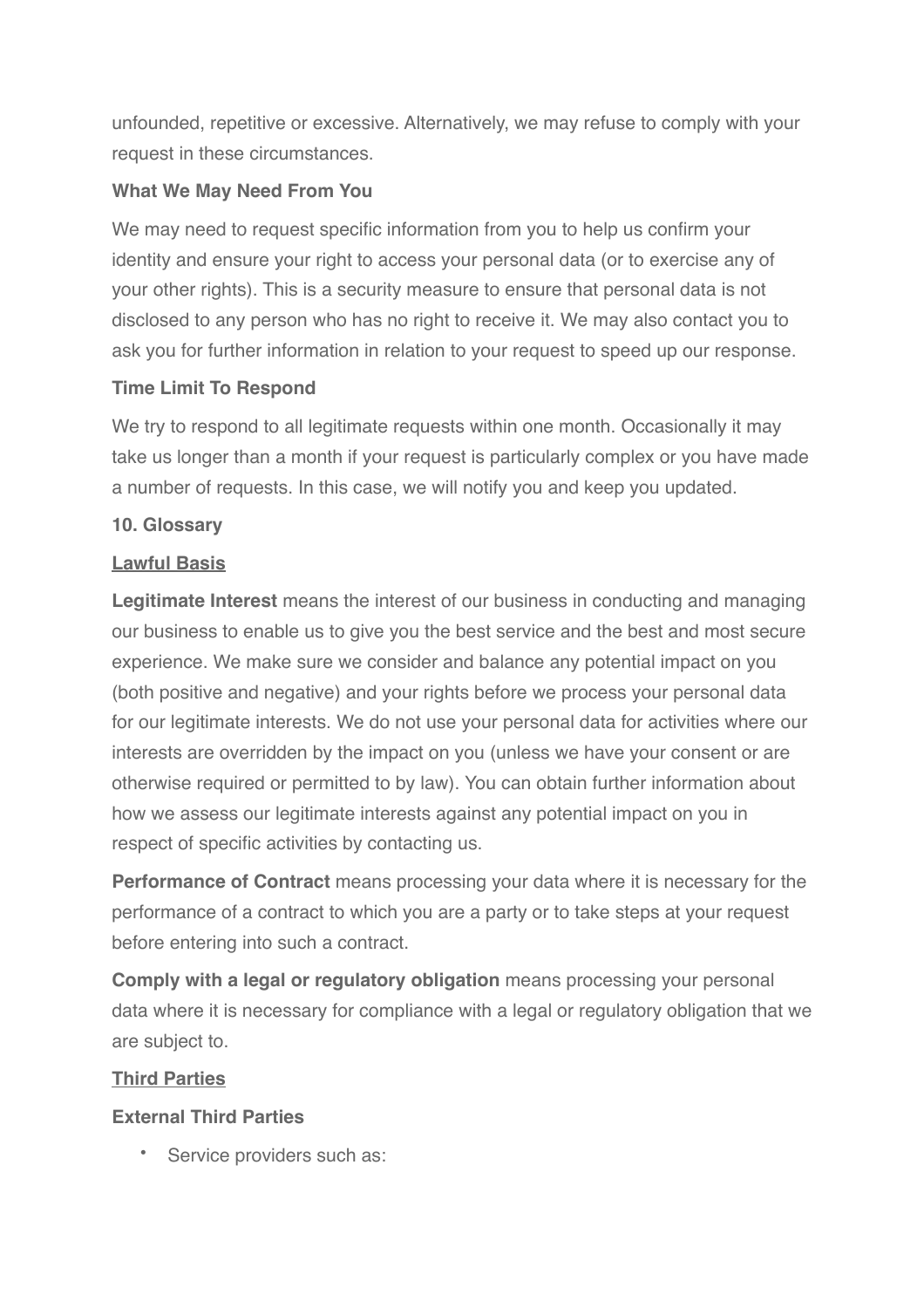unfounded, repetitive or excessive. Alternatively, we may refuse to comply with your request in these circumstances.

**What We May Need From You**

We may need to request specific information from you to help us confirm your identity and ensure your right to access your personal data (or to exercise any of your other rights). This is a security measure to ensure that personal data is not disclosed to any person who has no right to receive it. We may also contact you to ask you for further information in relation to your request to speed up our response.

**Time Limit To Respond**

We try to respond to all legitimate requests within one month. Occasionally it may take us longer than a month if your request is particularly complex or you have made a number of requests. In this case, we will notify you and keep you updated.

## 10. Glossary

**Lawful Basis**

**Legitimate Interest** means the interest of our business in conducting and managing our business to enable us to give you the best service and the best and most secure experience. We make sure we consider and balance any potential impact on you (both positive and negative) and your rights before we process your personal data for our legitimate interests. We do not use your personal data for activities where our interests are overridden by the impact on you (unless we have your consent or are otherwise required or permitted to by law). You can obtain further information about how we assess our legitimate interests against any potential impact on you in respect of specific activities by contacting us.

**Performance of Contract** means processing your data where it is necessary for the performance of a contract to which you are a party or to take steps at your request before entering into such a contract.

**Comply with a legal or regulatory obligation** means processing your personal data where it is necessary for compliance with a legal or regulatory obligation that we are subject to.

**Third Parties**

**External Third Parties**

- Service providers such as: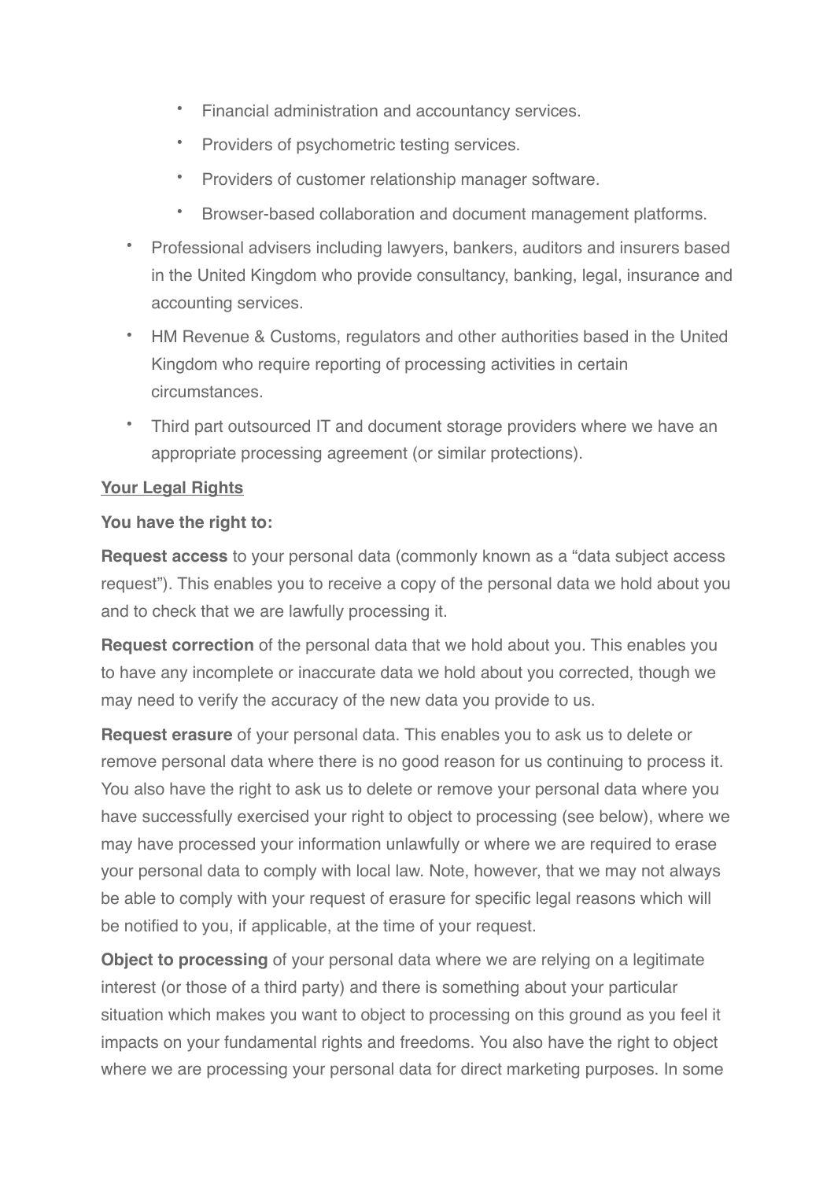- Financial administration and accountancy services.
    - Providers of psychometric testing services.
    - Providers of customer relationship manager software.
    - Browser-based collaboration and document management platforms.
- Professional advisers including lawyers, bankers, auditors and insurers based in the United Kingdom who provide consultancy, banking, legal, insurance and accounting services.
- HM Revenue & Customs, regulators and other authorities based in the United Kingdom who require reporting of processing activities in certain circumstances.
- Third part outsourced IT and document storage providers where we have an appropriate processing agreement (or similar protections).

<u>**Your Legal Rights**</u>

**You have the right to:**

**Request access** to your personal data (commonly known as a "data subject access request"). This enables you to receive a copy of the personal data we hold about you and to check that we are lawfully processing it.

**Request correction** of the personal data that we hold about you. This enables you to have any incomplete or inaccurate data we hold about you corrected, though we may need to verify the accuracy of the new data you provide to us.

**Request erasure** of your personal data. This enables you to ask us to delete or remove personal data where there is no good reason for us continuing to process it. You also have the right to ask us to delete or remove your personal data where you have successfully exercised your right to object to processing (see below), where we may have processed your information unlawfully or where we are required to erase your personal data to comply with local law. Note, however, that we may not always be able to comply with your request of erasure for specific legal reasons which will be notified to you, if applicable, at the time of your request.

**Object to processing** of your personal data where we are relying on a legitimate interest (or those of a third party) and there is something about your particular situation which makes you want to object to processing on this ground as you feel it impacts on your fundamental rights and freedoms. You also have the right to object where we are processing your personal data for direct marketing purposes. In some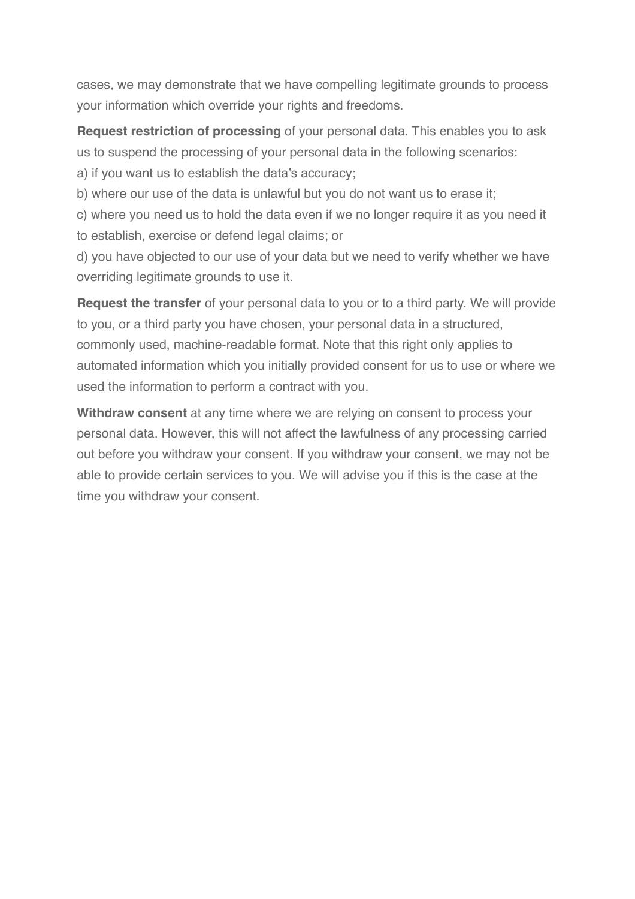cases, we may demonstrate that we have compelling legitimate grounds to process your information which override your rights and freedoms.

**Request restriction of processing** of your personal data. This enables you to ask us to suspend the processing of your personal data in the following scenarios:
a) if you want us to establish the data's accuracy;
b) where our use of the data is unlawful but you do not want us to erase it;
c) where you need us to hold the data even if we no longer require it as you need it to establish, exercise or defend legal claims; or
d) you have objected to our use of your data but we need to verify whether we have overriding legitimate grounds to use it.

**Request the transfer** of your personal data to you or to a third party. We will provide to you, or a third party you have chosen, your personal data in a structured, commonly used, machine-readable format. Note that this right only applies to automated information which you initially provided consent for us to use or where we used the information to perform a contract with you.

**Withdraw consent** at any time where we are relying on consent to process your personal data. However, this will not affect the lawfulness of any processing carried out before you withdraw your consent. If you withdraw your consent, we may not be able to provide certain services to you. We will advise you if this is the case at the time you withdraw your consent.